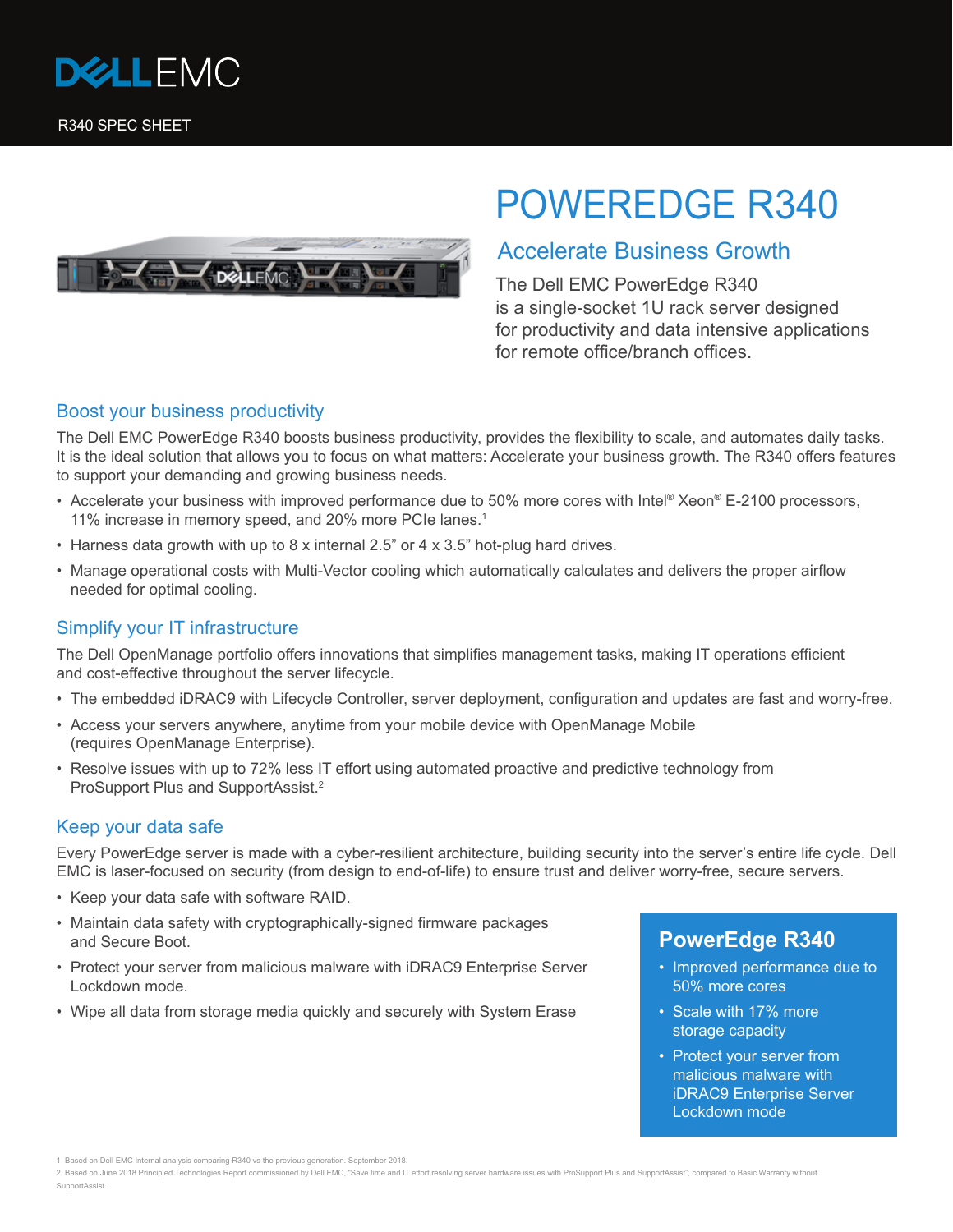DELL EMC

R340 SPEC SHEET

# POWEREDGE R340

## Accelerate Business Growth

The Dell EMC PowerEdge R340 is a single-socket 1U rack server designed for productivity and data intensive applications for remote office/branch offices.

### Boost your business productivity

The Dell EMC PowerEdge R340 boosts business productivity, provides the flexibility to scale, and automates daily tasks. It is the ideal solution that allows you to focus on what matters: Accelerate your business growth. The R340 offers features to support your demanding and growing business needs.

- Accelerate your business with improved performance due to 50% more cores with Intel® Xeon® E-2100 processors, 11% increase in memory speed, and 20% more PCIe lanes.[1]
- Harness data growth with up to 8 x internal 2.5" or 4 x 3.5" hot-plug hard drives.
- Manage operational costs with Multi-Vector cooling which automatically calculates and delivers the proper airflow needed for optimal cooling.

### Simplify your IT infrastructure

The Dell OpenManage portfolio offers innovations that simplifies management tasks, making IT operations efficient and cost-effective throughout the server lifecycle.

- The embedded iDRAC9 with Lifecycle Controller, server deployment, configuration and updates are fast and worry-free.
- Access your servers anywhere, anytime from your mobile device with OpenManage Mobile (requires OpenManage Enterprise).
- Resolve issues with up to 72% less IT effort using automated proactive and predictive technology from ProSupport Plus and SupportAssist.[2]

### Keep your data safe

Every PowerEdge server is made with a cyber-resilient architecture, building security into the server's entire life cycle. Dell EMC is laser-focused on security (from design to end-of-life) to ensure trust and deliver worry-free, secure servers.

- Keep your data safe with software RAID.
- Maintain data safety with cryptographically-signed firmware packages and Secure Boot.
- Protect your server from malicious malware with iDRAC9 Enterprise Server Lockdown mode.
- Wipe all data from storage media quickly and securely with System Erase

**PowerEdge R340**

- Improved performance due to 50% more cores
- Scale with 17% more storage capacity
- Protect your server from malicious malware with iDRAC9 Enterprise Server Lockdown mode

1 Based on Dell EMC Internal analysis comparing R340 vs the previous generation. September 2018.

2 Based on June 2018 Principled Technologies Report commissioned by Dell EMC, "Save time and IT effort resolving server hardware issues with ProSupport Plus and SupportAssist", compared to Basic Warranty without SupportAssist.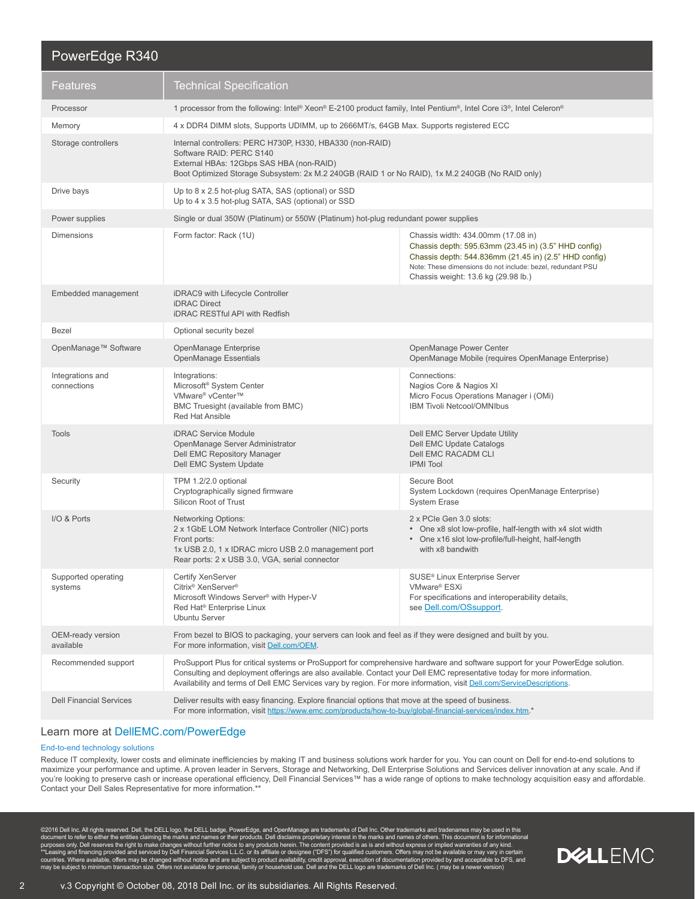## PowerEdge R340

| Features | Technical Specification | |
|---|---|---|
| Processor | 1 processor from the following: Intel® Xeon® E-2100 product family, Intel Pentium®, Intel Core i3®, Intel Celeron® | |
| Memory | 4 x DDR4 DIMM slots, Supports UDIMM, up to 2666MT/s, 64GB Max. Supports registered ECC | |
| Storage controllers | Internal controllers: PERC H730P, H330, HBA330 (non-RAID)<br>Software RAID: PERC S140<br>External HBAs: 12Gbps SAS HBA (non-RAID)<br>Boot Optimized Storage Subsystem: 2x M.2 240GB (RAID 1 or No RAID), 1x M.2 240GB (No RAID only) | |
| Drive bays | Up to 8 x 2.5 hot-plug SATA, SAS (optional) or SSD<br>Up to 4 x 3.5 hot-plug SATA, SAS (optional) or SSD | |
| Power supplies | Single or dual 350W (Platinum) or 550W (Platinum) hot-plug redundant power supplies | |
| Dimensions | Form factor: Rack (1U) | Chassis width: 434.00mm (17.08 in)<br>Chassis depth: 595.63mm (23.45 in) (3.5" HHD config)<br>Chassis depth: 544.836mm (21.45 in) (2.5" HHD config)<br>Note: These dimensions do not include: bezel, redundant PSU<br>Chassis weight: 13.6 kg (29.98 lb.) |
| Embedded management | iDRAC9 with Lifecycle Controller<br>iDRAC Direct<br>iDRAC RESTful API with Redfish | |
| Bezel | Optional security bezel | |
| OpenManage™ Software | OpenManage Enterprise<br>OpenManage Essentials | OpenManage Power Center<br>OpenManage Mobile (requires OpenManage Enterprise) |
| Integrations and connections | Integrations:<br>Microsoft® System Center<br>VMware® vCenter™<br>BMC Truesight (available from BMC)<br>Red Hat Ansible | Connections:<br>Nagios Core & Nagios XI<br>Micro Focus Operations Manager i (OMi)<br>IBM Tivoli Netcool/OMNIbus |
| Tools | iDRAC Service Module<br>OpenManage Server Administrator<br>Dell EMC Repository Manager<br>Dell EMC System Update | Dell EMC Server Update Utility<br>Dell EMC Update Catalogs<br>Dell EMC RACADM CLI<br>IPMI Tool |
| Security | TPM 1.2/2.0 optional<br>Cryptographically signed firmware<br>Silicon Root of Trust | Secure Boot<br>System Lockdown (requires OpenManage Enterprise)<br>System Erase |
| I/O & Ports | Networking Options:<br>2 x 1GbE LOM Network Interface Controller (NIC) ports<br>Front ports:<br>1x USB 2.0, 1 x IDRAC micro USB 2.0 management port<br>Rear ports: 2 x USB 3.0, VGA, serial connector | 2 x PCIe Gen 3.0 slots:<br>• One x8 slot low-profile, half-length with x4 slot width<br>• One x16 slot low-profile/full-height, half-length with x8 bandwith |
| Supported operating systems | Certify XenServer<br>Citrix® XenServer®<br>Microsoft Windows Server® with Hyper-V<br>Red Hat® Enterprise Linux<br>Ubuntu Server | SUSE® Linux Enterprise Server<br>VMware® ESXi<br>For specifications and interoperability details, see Dell.com/OSsupport. |
| OEM-ready version available | From bezel to BIOS to packaging, your servers can look and feel as if they were designed and built by you.<br>For more information, visit Dell.com/OEM. | |
| Recommended support | ProSupport Plus for critical systems or ProSupport for comprehensive hardware and software support for your PowerEdge solution. Consulting and deployment offerings are also available. Contact your Dell EMC representative today for more information. Availability and terms of Dell EMC Services vary by region. For more information, visit Dell.com/ServiceDescriptions. | |
| Dell Financial Services | Deliver results with easy financing. Explore financial options that move at the speed of business.<br>For more information, visit https://www.emc.com/products/how-to-buy/global-financial-services/index.htm.* | |

## Learn more at DellEMC.com/PowerEdge

### End-to-end technology solutions

Reduce IT complexity, lower costs and eliminate inefficiencies by making IT and business solutions work harder for you. You can count on Dell for end-to-end solutions to maximize your performance and uptime. A proven leader in Servers, Storage and Networking, Dell Enterprise Solutions and Services deliver innovation at any scale. And if you're looking to preserve cash or increase operational efficiency, Dell Financial Services™ has a wide range of options to make technology acquisition easy and affordable. Contact your Dell Sales Representative for more information.**

©2016 Dell Inc. All rights reserved. Dell, the DELL logo, the DELL badge, PowerEdge, and OpenManage are trademarks of Dell Inc. Other trademarks and tradenames may be used in this document to refer to either the entities claiming the marks and names or their products. Dell disclaims proprietary interest in the marks and names of others. This document is for informational purposes only. Dell reserves the right to make changes without further notice to any products herein. The content provided is as is and without express or implied warranties of any kind.
**Leasing and financing provided and serviced by Dell Financial Services L.L.C. or its affiliate or designee ("DFS") for qualified customers. Offers may not be available or may vary in certain countries. Where available, offers may be changed without notice and are subject to product availability, credit approval, execution of documentation provided by and acceptable to DFS, and may be subject to minimum transaction size. Offers not available for personal, family or household use. Dell and the DELL logo are trademarks of Dell Inc. ( may be a newer version)

DELL EMC

v.3 Copyright © October 08, 2018 Dell Inc. or its subsidiaries. All Rights Reserved.